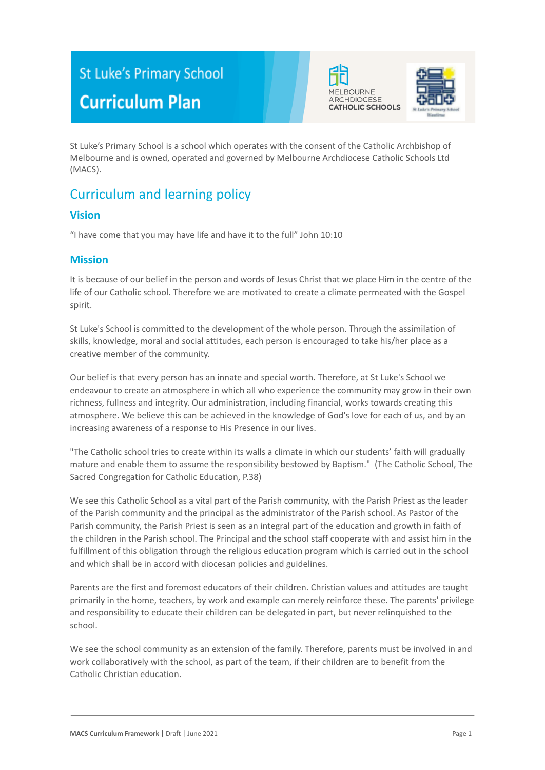# St Luke's Primary School
# Curriculum Plan

St Luke's Primary School is a school which operates with the consent of the Catholic Archbishop of Melbourne and is owned, operated and governed by Melbourne Archdiocese Catholic Schools Ltd (MACS).

## Curriculum and learning policy

### Vision

"I have come that you may have life and have it to the full" John 10:10

### Mission

It is because of our belief in the person and words of Jesus Christ that we place Him in the centre of the life of our Catholic school. Therefore we are motivated to create a climate permeated with the Gospel spirit.

St Luke's School is committed to the development of the whole person. Through the assimilation of skills, knowledge, moral and social attitudes, each person is encouraged to take his/her place as a creative member of the community.

Our belief is that every person has an innate and special worth. Therefore, at St Luke's School we endeavour to create an atmosphere in which all who experience the community may grow in their own richness, fullness and integrity. Our administration, including financial, works towards creating this atmosphere. We believe this can be achieved in the knowledge of God's love for each of us, and by an increasing awareness of a response to His Presence in our lives.

"The Catholic school tries to create within its walls a climate in which our students' faith will gradually mature and enable them to assume the responsibility bestowed by Baptism." (The Catholic School, The Sacred Congregation for Catholic Education, P.38)

We see this Catholic School as a vital part of the Parish community, with the Parish Priest as the leader of the Parish community and the principal as the administrator of the Parish school. As Pastor of the Parish community, the Parish Priest is seen as an integral part of the education and growth in faith of the children in the Parish school. The Principal and the school staff cooperate with and assist him in the fulfillment of this obligation through the religious education program which is carried out in the school and which shall be in accord with diocesan policies and guidelines.

Parents are the first and foremost educators of their children. Christian values and attitudes are taught primarily in the home, teachers, by work and example can merely reinforce these. The parents' privilege and responsibility to educate their children can be delegated in part, but never relinquished to the school.

We see the school community as an extension of the family. Therefore, parents must be involved in and work collaboratively with the school, as part of the team, if their children are to benefit from the Catholic Christian education.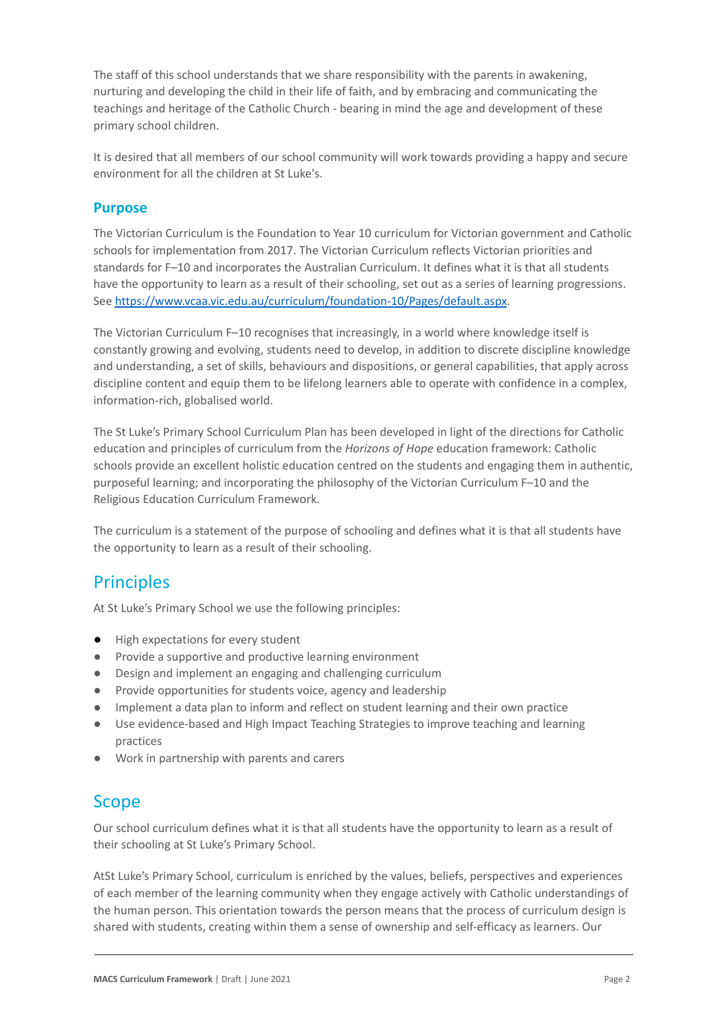The staff of this school understands that we share responsibility with the parents in awakening, nurturing and developing the child in their life of faith, and by embracing and communicating the teachings and heritage of the Catholic Church - bearing in mind the age and development of these primary school children.

It is desired that all members of our school community will work towards providing a happy and secure environment for all the children at St Luke's.

### Purpose

The Victorian Curriculum is the Foundation to Year 10 curriculum for Victorian government and Catholic schools for implementation from 2017. The Victorian Curriculum reflects Victorian priorities and standards for F–10 and incorporates the Australian Curriculum. It defines what it is that all students have the opportunity to learn as a result of their schooling, set out as a series of learning progressions. See https://www.vcaa.vic.edu.au/curriculum/foundation-10/Pages/default.aspx.

The Victorian Curriculum F–10 recognises that increasingly, in a world where knowledge itself is constantly growing and evolving, students need to develop, in addition to discrete discipline knowledge and understanding, a set of skills, behaviours and dispositions, or general capabilities, that apply across discipline content and equip them to be lifelong learners able to operate with confidence in a complex, information-rich, globalised world.

The St Luke's Primary School Curriculum Plan has been developed in light of the directions for Catholic education and principles of curriculum from the *Horizons of Hope* education framework: Catholic schools provide an excellent holistic education centred on the students and engaging them in authentic, purposeful learning; and incorporating the philosophy of the Victorian Curriculum F–10 and the Religious Education Curriculum Framework.

The curriculum is a statement of the purpose of schooling and defines what it is that all students have the opportunity to learn as a result of their schooling.

## Principles

At St Luke's Primary School we use the following principles:

- High expectations for every student
- Provide a supportive and productive learning environment
- Design and implement an engaging and challenging curriculum
- Provide opportunities for students voice, agency and leadership
- Implement a data plan to inform and reflect on student learning and their own practice
- Use evidence-based and High Impact Teaching Strategies to improve teaching and learning practices
- Work in partnership with parents and carers

## Scope

Our school curriculum defines what it is that all students have the opportunity to learn as a result of their schooling at St Luke's Primary School.

AtSt Luke's Primary School, curriculum is enriched by the values, beliefs, perspectives and experiences of each member of the learning community when they engage actively with Catholic understandings of the human person. This orientation towards the person means that the process of curriculum design is shared with students, creating within them a sense of ownership and self-efficacy as learners. Our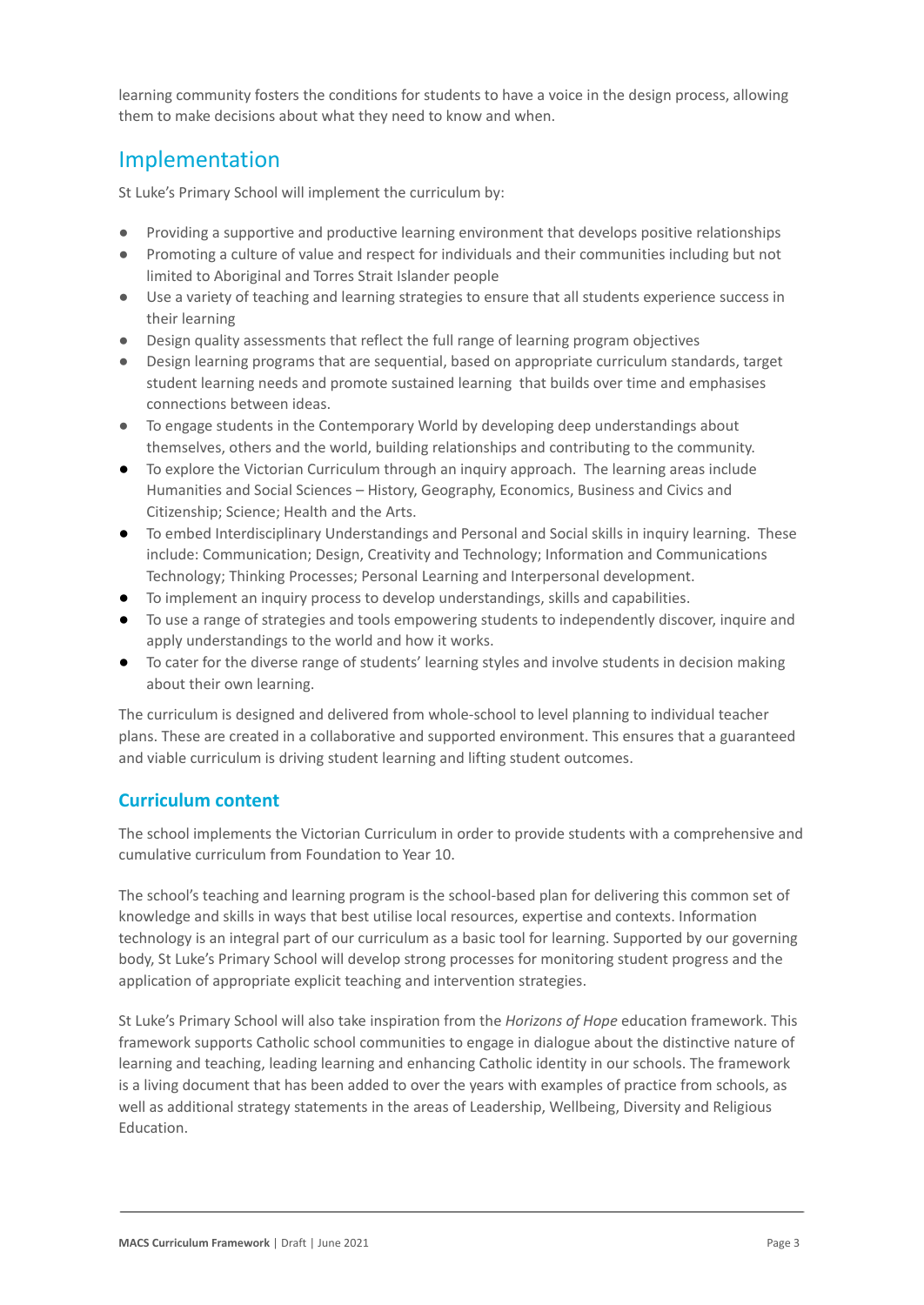learning community fosters the conditions for students to have a voice in the design process, allowing them to make decisions about what they need to know and when.

## Implementation

St Luke's Primary School will implement the curriculum by:

- Providing a supportive and productive learning environment that develops positive relationships
- Promoting a culture of value and respect for individuals and their communities including but not limited to Aboriginal and Torres Strait Islander people
- Use a variety of teaching and learning strategies to ensure that all students experience success in their learning
- Design quality assessments that reflect the full range of learning program objectives
- Design learning programs that are sequential, based on appropriate curriculum standards, target student learning needs and promote sustained learning that builds over time and emphasises connections between ideas.
- To engage students in the Contemporary World by developing deep understandings about themselves, others and the world, building relationships and contributing to the community.
- To explore the Victorian Curriculum through an inquiry approach. The learning areas include Humanities and Social Sciences – History, Geography, Economics, Business and Civics and Citizenship; Science; Health and the Arts.
- To embed Interdisciplinary Understandings and Personal and Social skills in inquiry learning. These include: Communication; Design, Creativity and Technology; Information and Communications Technology; Thinking Processes; Personal Learning and Interpersonal development.
- To implement an inquiry process to develop understandings, skills and capabilities.
- To use a range of strategies and tools empowering students to independently discover, inquire and apply understandings to the world and how it works.
- To cater for the diverse range of students' learning styles and involve students in decision making about their own learning.

The curriculum is designed and delivered from whole-school to level planning to individual teacher plans. These are created in a collaborative and supported environment. This ensures that a guaranteed and viable curriculum is driving student learning and lifting student outcomes.

### Curriculum content

The school implements the Victorian Curriculum in order to provide students with a comprehensive and cumulative curriculum from Foundation to Year 10.

The school's teaching and learning program is the school-based plan for delivering this common set of knowledge and skills in ways that best utilise local resources, expertise and contexts. Information technology is an integral part of our curriculum as a basic tool for learning. Supported by our governing body, St Luke's Primary School will develop strong processes for monitoring student progress and the application of appropriate explicit teaching and intervention strategies.

St Luke's Primary School will also take inspiration from the *Horizons of Hope* education framework. This framework supports Catholic school communities to engage in dialogue about the distinctive nature of learning and teaching, leading learning and enhancing Catholic identity in our schools. The framework is a living document that has been added to over the years with examples of practice from schools, as well as additional strategy statements in the areas of Leadership, Wellbeing, Diversity and Religious Education.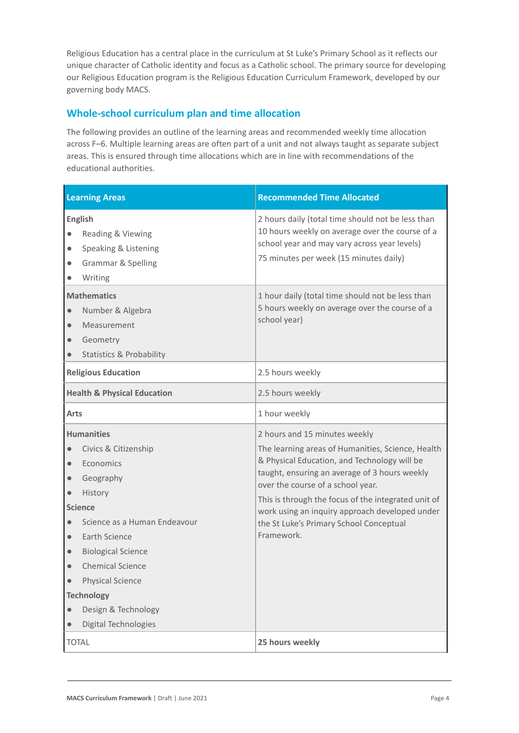Religious Education has a central place in the curriculum at St Luke's Primary School as it reflects our unique character of Catholic identity and focus as a Catholic school. The primary source for developing our Religious Education program is the Religious Education Curriculum Framework, developed by our governing body MACS.

## Whole-school curriculum plan and time allocation

The following provides an outline of the learning areas and recommended weekly time allocation across F–6. Multiple learning areas are often part of a unit and not always taught as separate subject areas. This is ensured through time allocations which are in line with recommendations of the educational authorities.

| Learning Areas | Recommended Time Allocated |
|---|---|
| **English**<br>● Reading & Viewing<br>● Speaking & Listening<br>● Grammar & Spelling<br>● Writing | 2 hours daily (total time should not be less than 10 hours weekly on average over the course of a school year and may vary across year levels)<br>75 minutes per week (15 minutes daily) |
| **Mathematics**<br>● Number & Algebra<br>● Measurement<br>● Geometry<br>● Statistics & Probability | 1 hour daily (total time should not be less than 5 hours weekly on average over the course of a school year) |
| **Religious Education** | 2.5 hours weekly |
| **Health & Physical Education** | 2.5 hours weekly |
| **Arts** | 1 hour weekly |
| **Humanities**<br>● Civics & Citizenship<br>● Economics<br>● Geography<br>● History<br>**Science**<br>● Science as a Human Endeavour<br>● Earth Science<br>● Biological Science<br>● Chemical Science<br>● Physical Science<br>**Technology**<br>● Design & Technology<br>● Digital Technologies | 2 hours and 15 minutes weekly<br>The learning areas of Humanities, Science, Health & Physical Education, and Technology will be taught, ensuring an average of 3 hours weekly over the course of a school year.<br>This is through the focus of the integrated unit of work using an inquiry approach developed under the St Luke's Primary School Conceptual Framework. |
| TOTAL | **25 hours weekly** |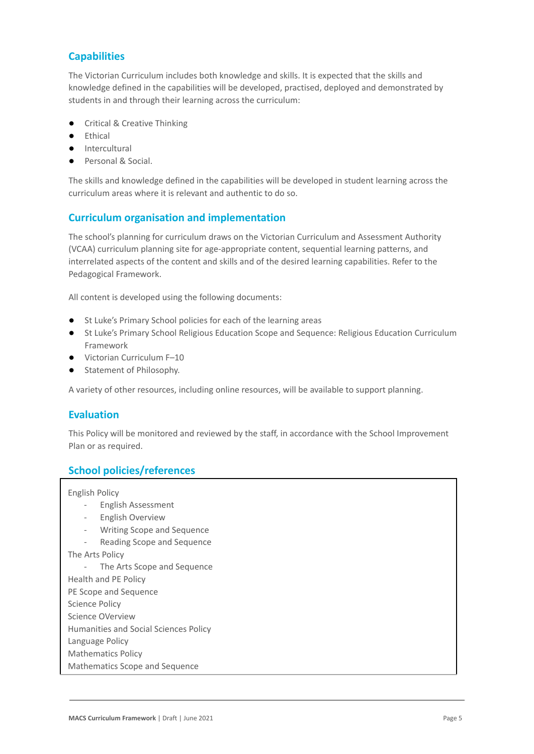## Capabilities

The Victorian Curriculum includes both knowledge and skills. It is expected that the skills and knowledge defined in the capabilities will be developed, practised, deployed and demonstrated by students in and through their learning across the curriculum:

- Critical & Creative Thinking
- Ethical
- Intercultural
- Personal & Social.

The skills and knowledge defined in the capabilities will be developed in student learning across the curriculum areas where it is relevant and authentic to do so.

## Curriculum organisation and implementation

The school's planning for curriculum draws on the Victorian Curriculum and Assessment Authority (VCAA) curriculum planning site for age-appropriate content, sequential learning patterns, and interrelated aspects of the content and skills and of the desired learning capabilities. Refer to the Pedagogical Framework.

All content is developed using the following documents:

- St Luke's Primary School policies for each of the learning areas
- St Luke's Primary School Religious Education Scope and Sequence: Religious Education Curriculum Framework
- Victorian Curriculum F–10
- Statement of Philosophy.

A variety of other resources, including online resources, will be available to support planning.

## Evaluation

This Policy will be monitored and reviewed by the staff, in accordance with the School Improvement Plan or as required.

## School policies/references

English Policy
- English Assessment
- English Overview
- Writing Scope and Sequence
- Reading Scope and Sequence

The Arts Policy
- The Arts Scope and Sequence

Health and PE Policy
PE Scope and Sequence
Science Policy
Science OVerview
Humanities and Social Sciences Policy
Language Policy
Mathematics Policy
Mathematics Scope and Sequence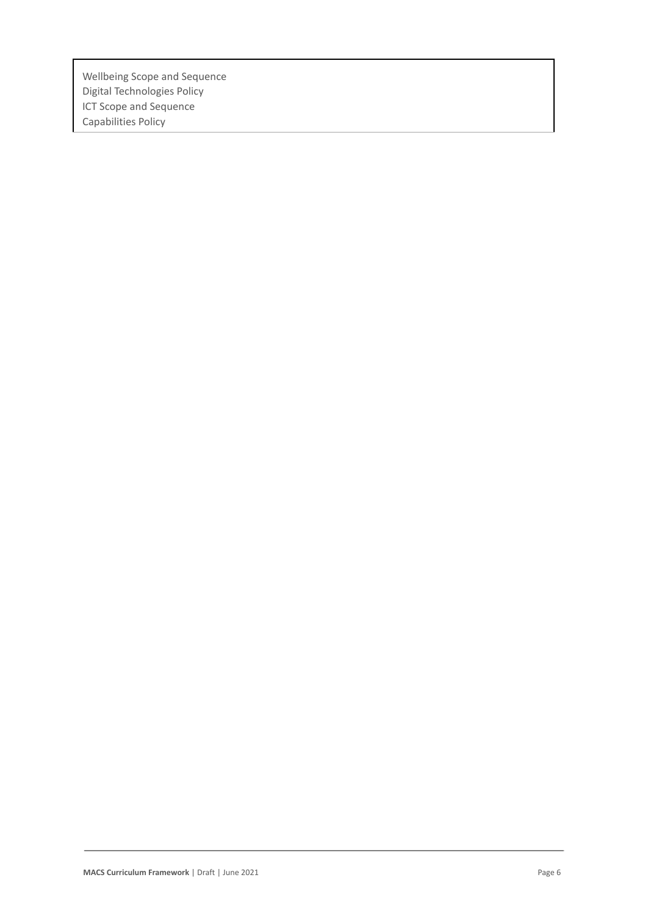Wellbeing Scope and Sequence
Digital Technologies Policy
ICT Scope and Sequence
Capabilities Policy